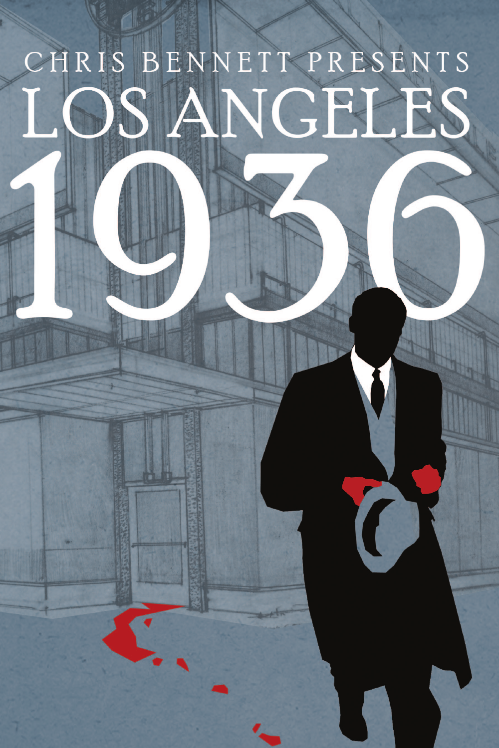CHRIS BENNETT PRESENTS

# LOS ANGELES 1936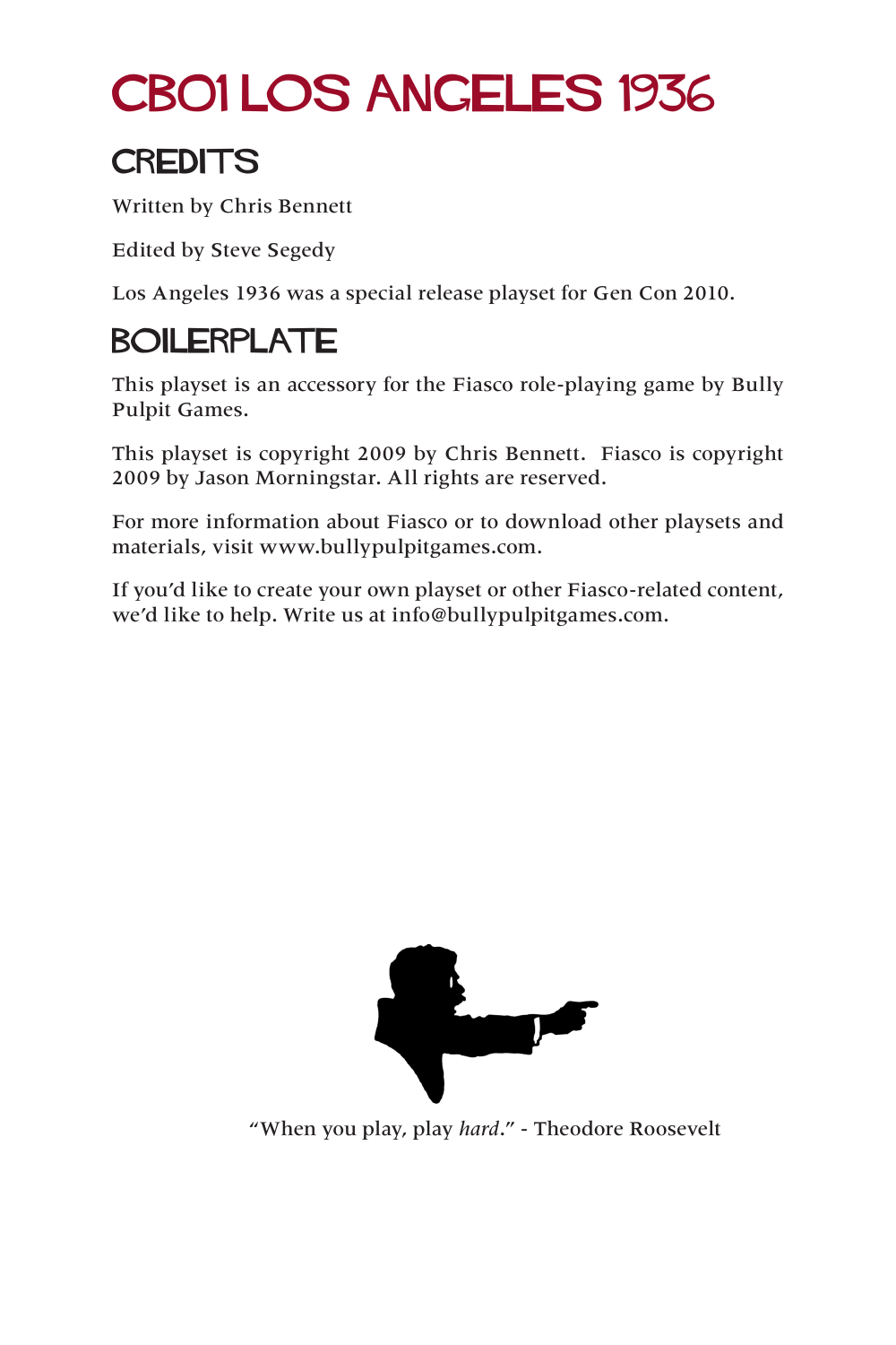# CB01 LOS ANGELES 1936

## CREDITS

Written by Chris Bennett

Edited by Steve Segedy

Los Angeles 1936 was a special release playset for Gen Con 2010.

## BOILERPLATE

This playset is an accessory for the Fiasco role-playing game by Bully Pulpit Games.

This playset is copyright 2009 by Chris Bennett. Fiasco is copyright 2009 by Jason Morningstar. All rights are reserved.

For more information about Fiasco or to download other playsets and materials, visit www.bullypulpitgames.com.

If you'd like to create your own playset or other Fiasco-related content, we'd like to help. Write us at info@bullypulpitgames.com.

"When you play, play *hard*." - Theodore Roosevelt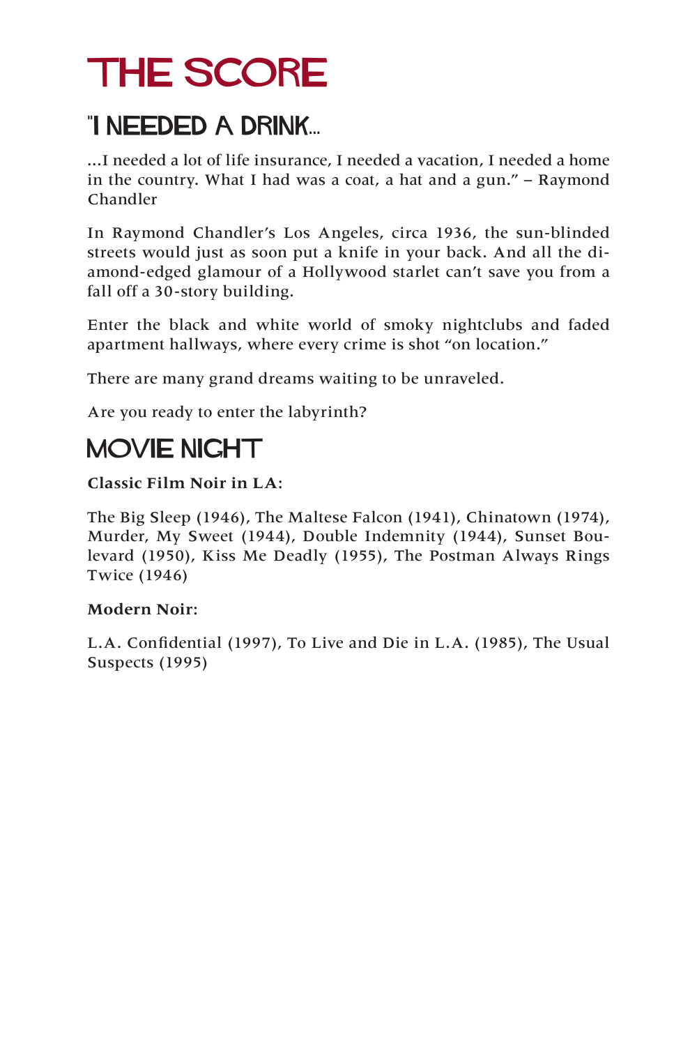# THE SCORE

## "I NEEDED A DRINK...

...I needed a lot of life insurance, I needed a vacation, I needed a home in the country. What I had was a coat, a hat and a gun." – Raymond Chandler

In Raymond Chandler's Los Angeles, circa 1936, the sun-blinded streets would just as soon put a knife in your back. And all the diamond-edged glamour of a Hollywood starlet can't save you from a fall off a 30-story building.

Enter the black and white world of smoky nightclubs and faded apartment hallways, where every crime is shot "on location."

There are many grand dreams waiting to be unraveled.

Are you ready to enter the labyrinth?

## MOVIE NIGHT

**Classic Film Noir in LA:**

The Big Sleep (1946), The Maltese Falcon (1941), Chinatown (1974), Murder, My Sweet (1944), Double Indemnity (1944), Sunset Boulevard (1950), Kiss Me Deadly (1955), The Postman Always Rings Twice (1946)

**Modern Noir:**

L.A. Confidential (1997), To Live and Die in L.A. (1985), The Usual Suspects (1995)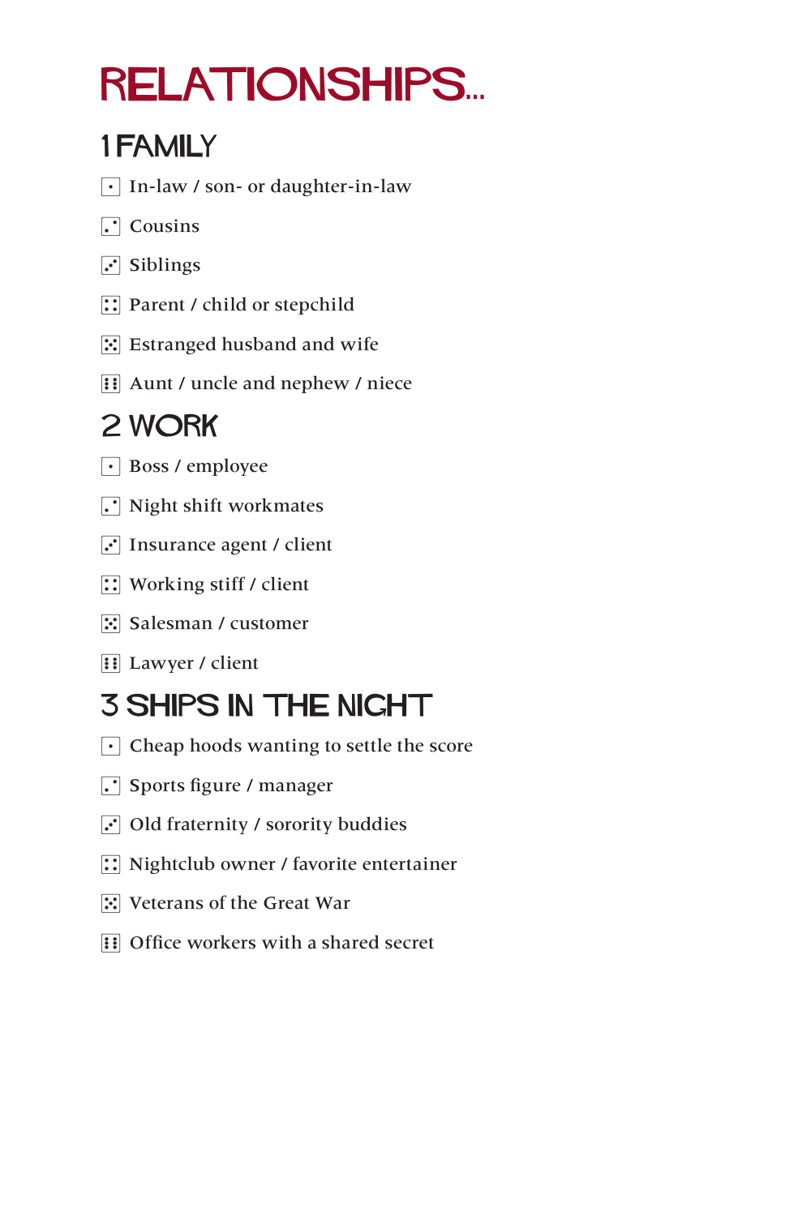# RELATIONSHIPS...

## 1 FAMILY

- ⚀ In-law / son- or daughter-in-law
- ⚁ Cousins
- ⚂ Siblings
- ⚃ Parent / child or stepchild
- ⚄ Estranged husband and wife
- ⚅ Aunt / uncle and nephew / niece

## 2 WORK

- ⚀ Boss / employee
- ⚁ Night shift workmates
- ⚂ Insurance agent / client
- ⚃ Working stiff / client
- ⚄ Salesman / customer
- ⚅ Lawyer / client

## 3 SHIPS IN THE NIGHT

- ⚀ Cheap hoods wanting to settle the score
- ⚁ Sports figure / manager
- ⚂ Old fraternity / sorority buddies
- ⚃ Nightclub owner / favorite entertainer
- ⚄ Veterans of the Great War
- ⚅ Office workers with a shared secret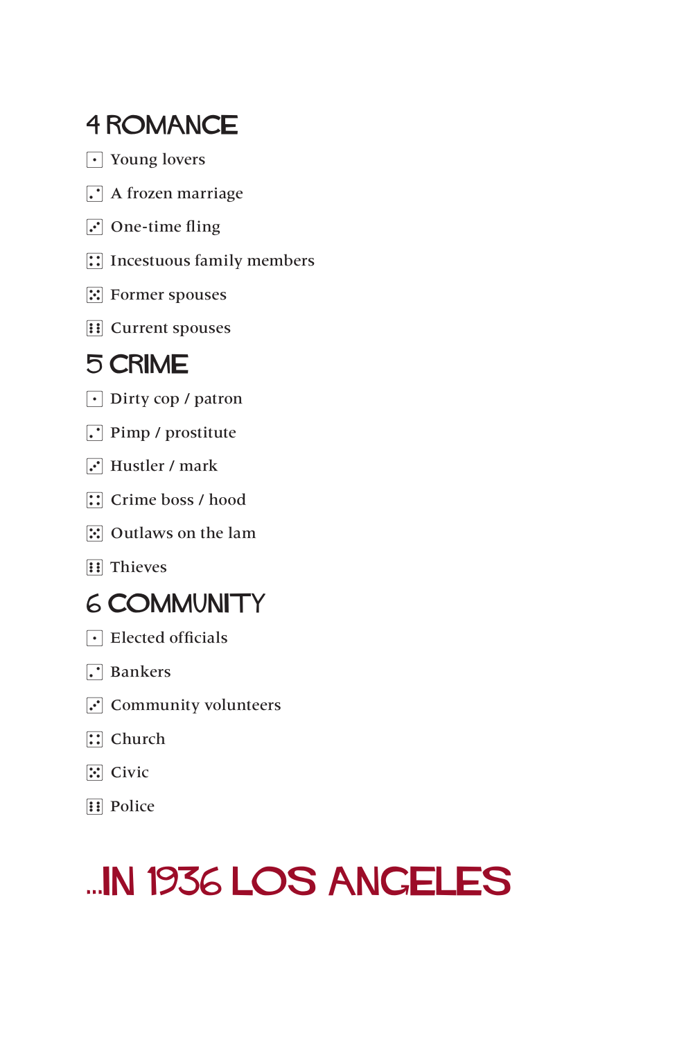## 4 ROMANCE

- ⚀ Young lovers
- ⚁ A frozen marriage
- ⚂ One-time fling
- ⚃ Incestuous family members
- ⚄ Former spouses
- ⚅ Current spouses

## 5 CRIME

- ⚀ Dirty cop / patron
- ⚁ Pimp / prostitute
- ⚂ Hustler / mark
- ⚃ Crime boss / hood
- ⚄ Outlaws on the lam
- ⚅ Thieves

## 6 COMMUNITY

- ⚀ Elected officials
- ⚁ Bankers
- ⚂ Community volunteers
- ⚃ Church
- ⚄ Civic
- ⚅ Police

# ...IN 1936 LOS ANGELES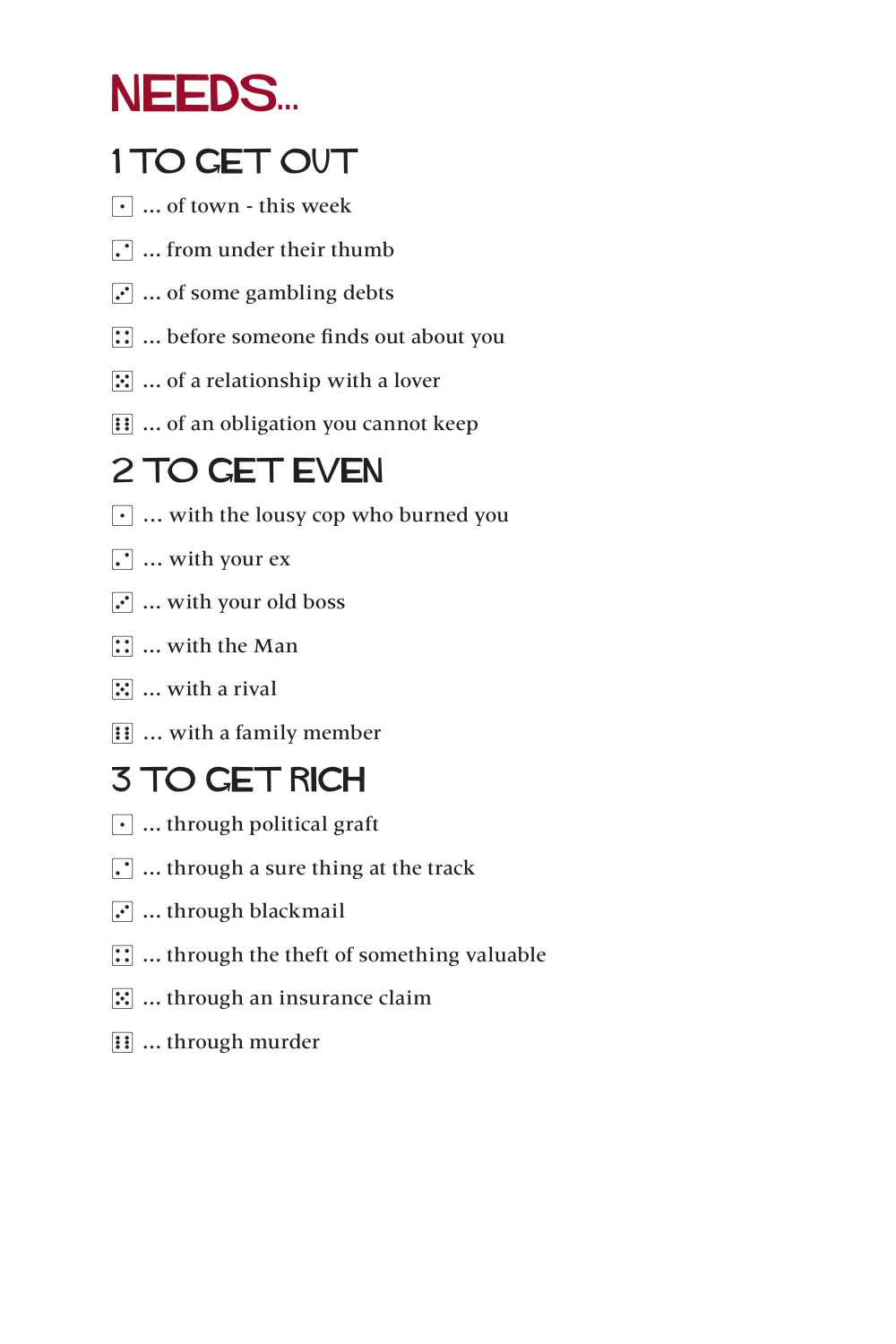# NEEDS...

## 1 TO GET OUT

- ⚀ ... of town - this week
- ⚁ ... from under their thumb
- ⚂ ... of some gambling debts
- ⚃ ... before someone finds out about you
- ⚄ ... of a relationship with a lover
- ⚅ ... of an obligation you cannot keep

## 2 TO GET EVEN

- ⚀ ... with the lousy cop who burned you
- ⚁ ... with your ex
- ⚂ ... with your old boss
- ⚃ ... with the Man
- ⚄ ... with a rival
- ⚅ ... with a family member

## 3 TO GET RICH

- ⚀ ... through political graft
- ⚁ ... through a sure thing at the track
- ⚂ ... through blackmail
- ⚃ ... through the theft of something valuable
- ⚄ ... through an insurance claim
- ⚅ ... through murder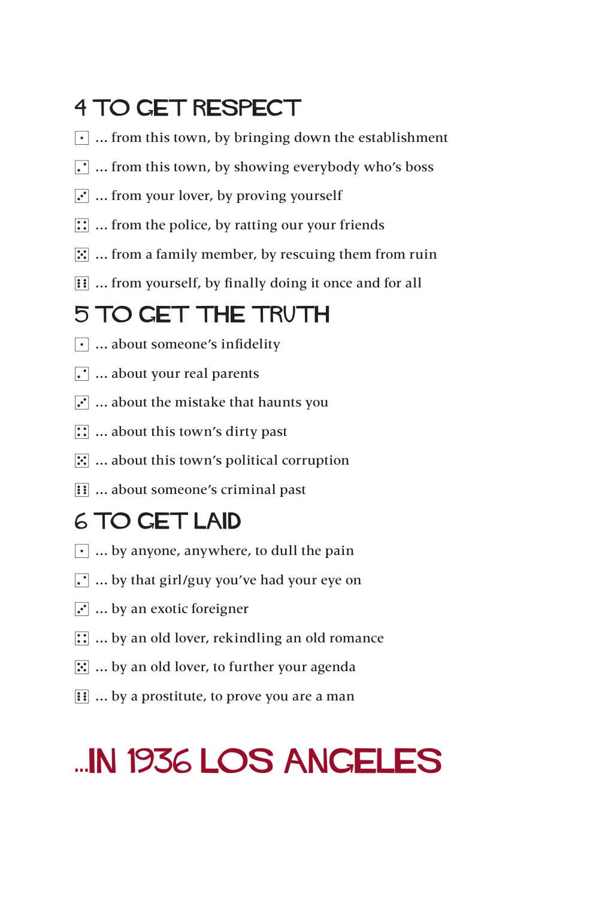## 4 TO GET RESPECT

- ⚀ ... from this town, by bringing down the establishment
- ⚁ ... from this town, by showing everybody who's boss
- ⚂ ... from your lover, by proving yourself
- ⚃ ... from the police, by ratting our your friends
- ⚄ ... from a family member, by rescuing them from ruin
- ⚅ ... from yourself, by finally doing it once and for all

## 5 TO GET THE TRUTH

- ⚀ ... about someone's infidelity
- ⚁ ... about your real parents
- ⚂ ... about the mistake that haunts you
- ⚃ ... about this town's dirty past
- ⚄ ... about this town's political corruption
- ⚅ ... about someone's criminal past

## 6 TO GET LAID

- ⚀ ... by anyone, anywhere, to dull the pain
- ⚁ ... by that girl/guy you've had your eye on
- ⚂ ... by an exotic foreigner
- ⚃ ... by an old lover, rekindling an old romance
- ⚄ ... by an old lover, to further your agenda
- ⚅ ... by a prostitute, to prove you are a man

# ...IN 1936 LOS ANGELES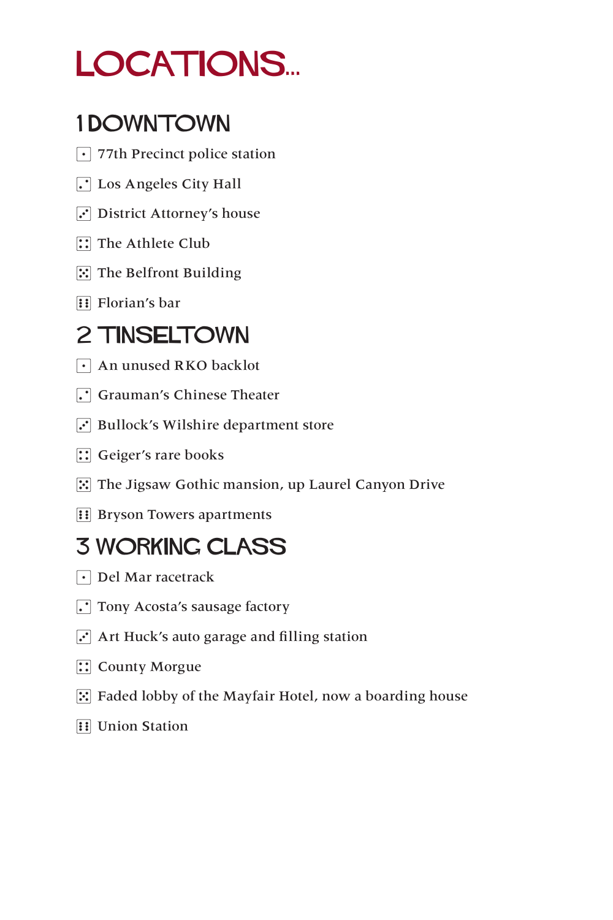# LOCATIONS...

## 1 DOWNTOWN

- ⚀ 77th Precinct police station
- ⚁ Los Angeles City Hall
- ⚂ District Attorney's house
- ⚃ The Athlete Club
- ⚄ The Belfront Building
- ⚅ Florian's bar

## 2 TINSELTOWN

- ⚀ An unused RKO backlot
- ⚁ Grauman's Chinese Theater
- ⚂ Bullock's Wilshire department store
- ⚃ Geiger's rare books
- ⚄ The Jigsaw Gothic mansion, up Laurel Canyon Drive
- ⚅ Bryson Towers apartments

## 3 WORKING CLASS

- ⚀ Del Mar racetrack
- ⚁ Tony Acosta's sausage factory
- ⚂ Art Huck's auto garage and filling station
- ⚃ County Morgue
- ⚄ Faded lobby of the Mayfair Hotel, now a boarding house
- ⚅ Union Station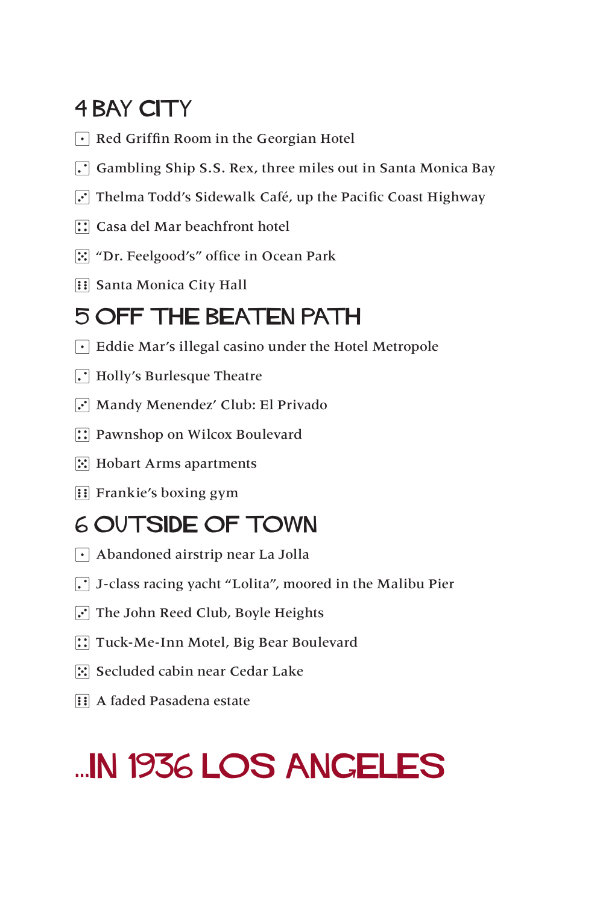## 4 BAY CITY

- ⚀ Red Griffin Room in the Georgian Hotel
- ⚁ Gambling Ship S.S. Rex, three miles out in Santa Monica Bay
- ⚂ Thelma Todd's Sidewalk Café, up the Pacific Coast Highway
- ⚃ Casa del Mar beachfront hotel
- ⚄ "Dr. Feelgood's" office in Ocean Park
- ⚅ Santa Monica City Hall

## 5 OFF THE BEATEN PATH

- ⚀ Eddie Mar's illegal casino under the Hotel Metropole
- ⚁ Holly's Burlesque Theatre
- ⚂ Mandy Menendez' Club: El Privado
- ⚃ Pawnshop on Wilcox Boulevard
- ⚄ Hobart Arms apartments
- ⚅ Frankie's boxing gym

## 6 OUTSIDE OF TOWN

- ⚀ Abandoned airstrip near La Jolla
- ⚁ J-class racing yacht "Lolita", moored in the Malibu Pier
- ⚂ The John Reed Club, Boyle Heights
- ⚃ Tuck-Me-Inn Motel, Big Bear Boulevard
- ⚄ Secluded cabin near Cedar Lake
- ⚅ A faded Pasadena estate

# ...IN 1936 LOS ANGELES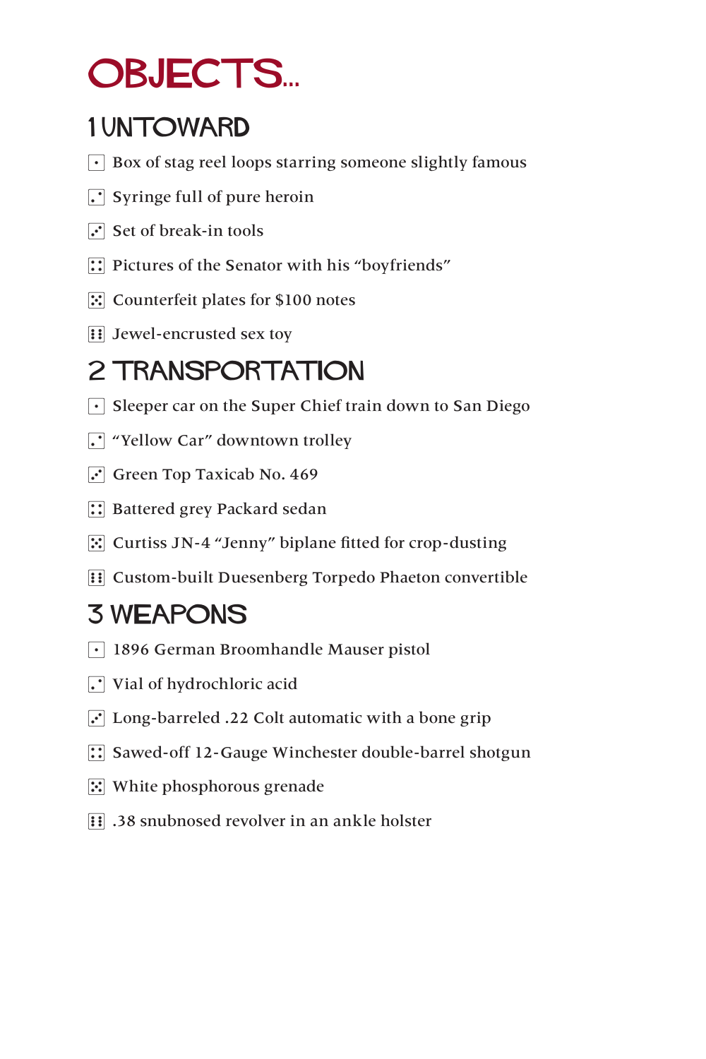# OBJECTS...

## 1 UNTOWARD

- ⚀ Box of stag reel loops starring someone slightly famous
- ⚁ Syringe full of pure heroin
- ⚂ Set of break-in tools
- ⚃ Pictures of the Senator with his "boyfriends"
- ⚄ Counterfeit plates for $100 notes
- ⚅ Jewel-encrusted sex toy

## 2 TRANSPORTATION

- ⚀ Sleeper car on the Super Chief train down to San Diego
- ⚁ "Yellow Car" downtown trolley
- ⚂ Green Top Taxicab No. 469
- ⚃ Battered grey Packard sedan
- ⚄ Curtiss JN-4 "Jenny" biplane fitted for crop-dusting
- ⚅ Custom-built Duesenberg Torpedo Phaeton convertible

## 3 WEAPONS

- ⚀ 1896 German Broomhandle Mauser pistol
- ⚁ Vial of hydrochloric acid
- ⚂ Long-barreled .22 Colt automatic with a bone grip
- ⚃ Sawed-off 12-Gauge Winchester double-barrel shotgun
- ⚄ White phosphorous grenade
- ⚅ .38 snubnosed revolver in an ankle holster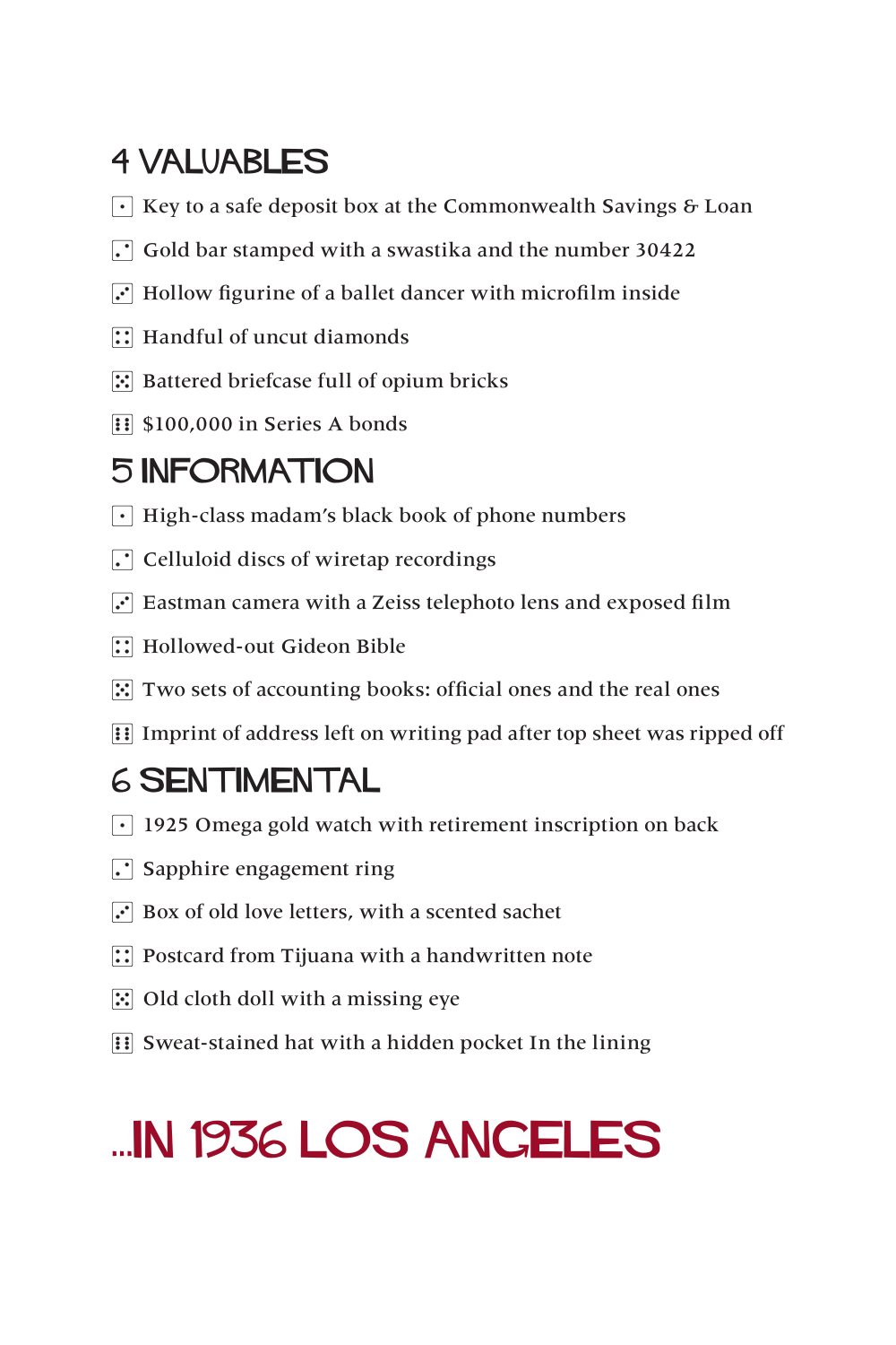## 4 VALUABLES

- ⚀ Key to a safe deposit box at the Commonwealth Savings & Loan
- ⚁ Gold bar stamped with a swastika and the number 30422
- ⚂ Hollow figurine of a ballet dancer with microfilm inside
- ⚃ Handful of uncut diamonds
- ⚄ Battered briefcase full of opium bricks
- ⚅ $100,000 in Series A bonds

## 5 INFORMATION

- ⚀ High-class madam's black book of phone numbers
- ⚁ Celluloid discs of wiretap recordings
- ⚂ Eastman camera with a Zeiss telephoto lens and exposed film
- ⚃ Hollowed-out Gideon Bible
- ⚄ Two sets of accounting books: official ones and the real ones
- ⚅ Imprint of address left on writing pad after top sheet was ripped off

## 6 SENTIMENTAL

- ⚀ 1925 Omega gold watch with retirement inscription on back
- ⚁ Sapphire engagement ring
- ⚂ Box of old love letters, with a scented sachet
- ⚃ Postcard from Tijuana with a handwritten note
- ⚄ Old cloth doll with a missing eye
- ⚅ Sweat-stained hat with a hidden pocket In the lining

# ...IN 1936 LOS ANGELES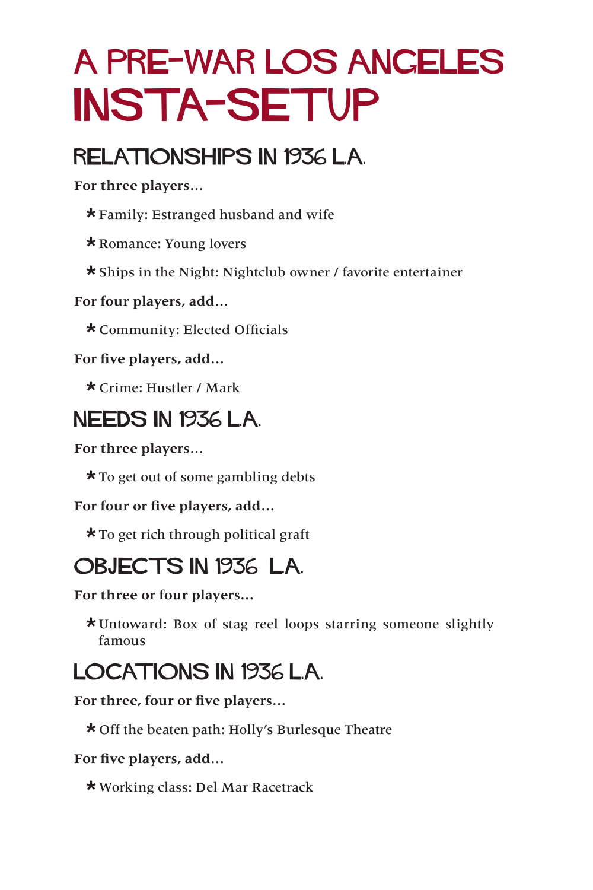# A PRE-WAR LOS ANGELES INSTA-SETUP

## RELATIONSHIPS IN 1936 L.A.

**For three players...**

- Family: Estranged husband and wife
- Romance: Young lovers
- Ships in the Night: Nightclub owner / favorite entertainer

**For four players, add...**

- Community: Elected Officials

**For five players, add...**

- Crime: Hustler / Mark

## NEEDS IN 1936 L.A.

**For three players...**

- To get out of some gambling debts

**For four or five players, add...**

- To get rich through political graft

## OBJECTS IN 1936 L.A.

**For three or four players...**

- Untoward: Box of stag reel loops starring someone slightly famous

## LOCATIONS IN 1936 L.A.

**For three, four or five players...**

- Off the beaten path: Holly's Burlesque Theatre

**For five players, add...**

- Working class: Del Mar Racetrack